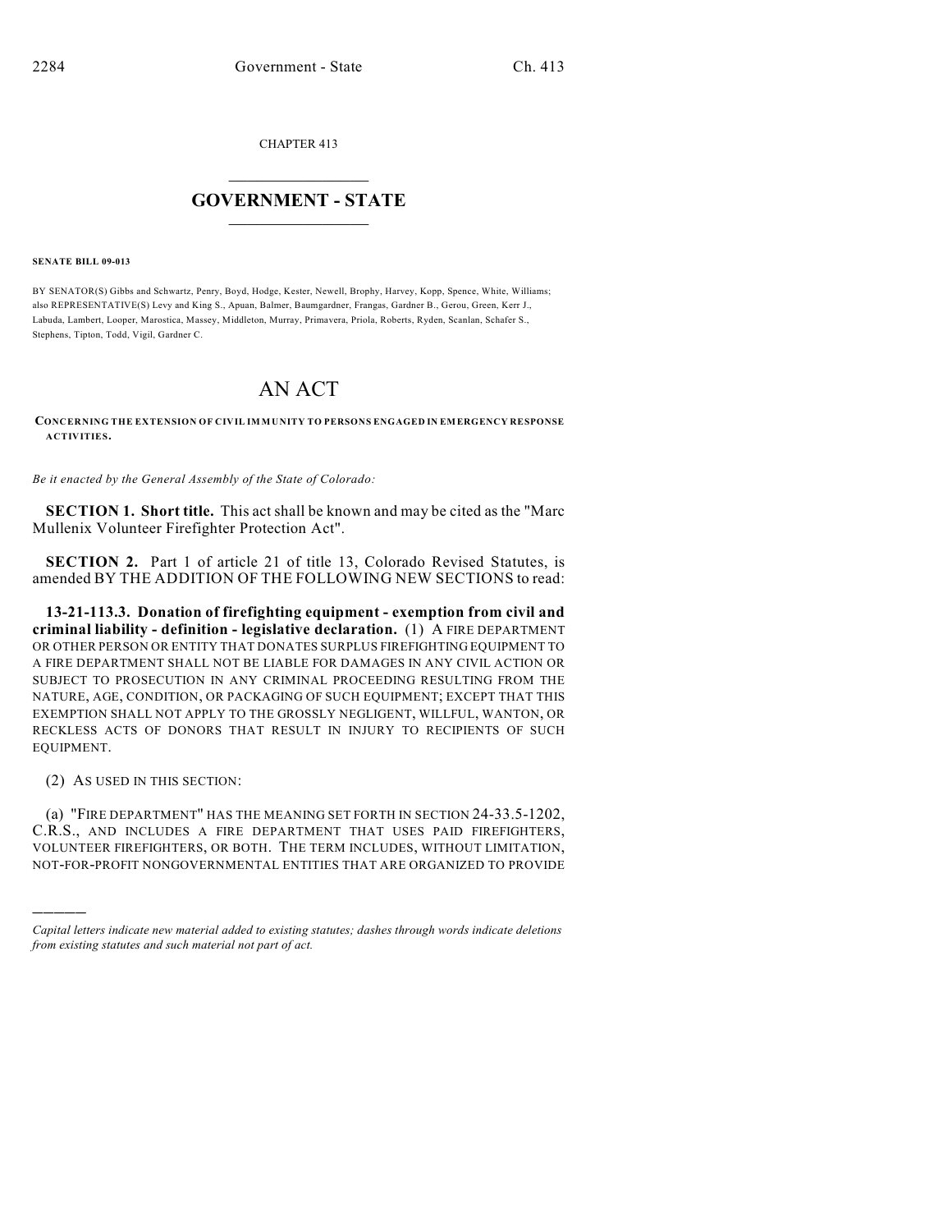CHAPTER 413

# GOVERNMENT - STATE

**SENATE BILL 09-013**

BY SENATOR(S) Gibbs and Schwartz, Penry, Boyd, Hodge, Kester, Newell, Brophy, Harvey, Kopp, Spence, White, Williams; also REPRESENTATIVE(S) Levy and King S., Apuan, Balmer, Baumgardner, Frangas, Gardner B., Gerou, Green, Kerr J., Labuda, Lambert, Looper, Marostica, Massey, Middleton, Murray, Primavera, Priola, Roberts, Ryden, Scanlan, Schafer S., Stephens, Tipton, Todd, Vigil, Gardner C.

# AN ACT

**CONCERNING THE EXTENSION OF CIVIL IMMUNITY TO PERSONS ENGAGED IN EMERGENCY RESPONSE ACTIVITIES.**

*Be it enacted by the General Assembly of the State of Colorado:*

**SECTION 1. Short title.** This act shall be known and may be cited as the "Marc Mullenix Volunteer Firefighter Protection Act".

**SECTION 2.** Part 1 of article 21 of title 13, Colorado Revised Statutes, is amended BY THE ADDITION OF THE FOLLOWING NEW SECTIONS to read:

**13-21-113.3. Donation of firefighting equipment - exemption from civil and criminal liability - definition - legislative declaration.** (1) A FIRE DEPARTMENT OR OTHER PERSON OR ENTITY THAT DONATES SURPLUS FIREFIGHTING EQUIPMENT TO A FIRE DEPARTMENT SHALL NOT BE LIABLE FOR DAMAGES IN ANY CIVIL ACTION OR SUBJECT TO PROSECUTION IN ANY CRIMINAL PROCEEDING RESULTING FROM THE NATURE, AGE, CONDITION, OR PACKAGING OF SUCH EQUIPMENT; EXCEPT THAT THIS EXEMPTION SHALL NOT APPLY TO THE GROSSLY NEGLIGENT, WILLFUL, WANTON, OR RECKLESS ACTS OF DONORS THAT RESULT IN INJURY TO RECIPIENTS OF SUCH EQUIPMENT.

(2) AS USED IN THIS SECTION:

(a) "FIRE DEPARTMENT" HAS THE MEANING SET FORTH IN SECTION 24-33.5-1202, C.R.S., AND INCLUDES A FIRE DEPARTMENT THAT USES PAID FIREFIGHTERS, VOLUNTEER FIREFIGHTERS, OR BOTH. THE TERM INCLUDES, WITHOUT LIMITATION, NOT-FOR-PROFIT NONGOVERNMENTAL ENTITIES THAT ARE ORGANIZED TO PROVIDE

---

*Capital letters indicate new material added to existing statutes; dashes through words indicate deletions from existing statutes and such material not part of act.*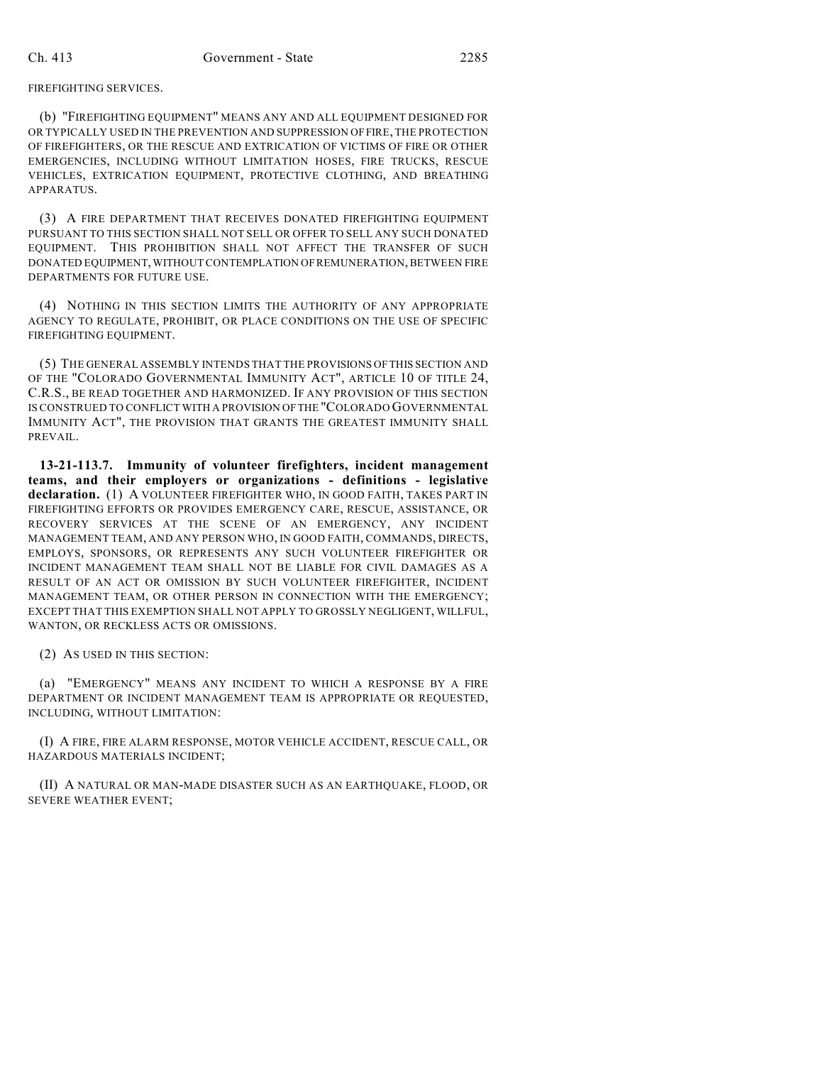FIREFIGHTING SERVICES.

(b) "FIREFIGHTING EQUIPMENT" MEANS ANY AND ALL EQUIPMENT DESIGNED FOR OR TYPICALLY USED IN THE PREVENTION AND SUPPRESSION OF FIRE, THE PROTECTION OF FIREFIGHTERS, OR THE RESCUE AND EXTRICATION OF VICTIMS OF FIRE OR OTHER EMERGENCIES, INCLUDING WITHOUT LIMITATION HOSES, FIRE TRUCKS, RESCUE VEHICLES, EXTRICATION EQUIPMENT, PROTECTIVE CLOTHING, AND BREATHING APPARATUS.

(3) A FIRE DEPARTMENT THAT RECEIVES DONATED FIREFIGHTING EQUIPMENT PURSUANT TO THIS SECTION SHALL NOT SELL OR OFFER TO SELL ANY SUCH DONATED EQUIPMENT. THIS PROHIBITION SHALL NOT AFFECT THE TRANSFER OF SUCH DONATED EQUIPMENT, WITHOUT CONTEMPLATION OF REMUNERATION, BETWEEN FIRE DEPARTMENTS FOR FUTURE USE.

(4) NOTHING IN THIS SECTION LIMITS THE AUTHORITY OF ANY APPROPRIATE AGENCY TO REGULATE, PROHIBIT, OR PLACE CONDITIONS ON THE USE OF SPECIFIC FIREFIGHTING EQUIPMENT.

(5) THE GENERAL ASSEMBLY INTENDS THAT THE PROVISIONS OF THIS SECTION AND OF THE "COLORADO GOVERNMENTAL IMMUNITY ACT", ARTICLE 10 OF TITLE 24, C.R.S., BE READ TOGETHER AND HARMONIZED. IF ANY PROVISION OF THIS SECTION IS CONSTRUED TO CONFLICT WITH A PROVISION OF THE "COLORADO GOVERNMENTAL IMMUNITY ACT", THE PROVISION THAT GRANTS THE GREATEST IMMUNITY SHALL PREVAIL.

**13-21-113.7. Immunity of volunteer firefighters, incident management teams, and their employers or organizations - definitions - legislative declaration.** (1) A VOLUNTEER FIREFIGHTER WHO, IN GOOD FAITH, TAKES PART IN FIREFIGHTING EFFORTS OR PROVIDES EMERGENCY CARE, RESCUE, ASSISTANCE, OR RECOVERY SERVICES AT THE SCENE OF AN EMERGENCY, ANY INCIDENT MANAGEMENT TEAM, AND ANY PERSON WHO, IN GOOD FAITH, COMMANDS, DIRECTS, EMPLOYS, SPONSORS, OR REPRESENTS ANY SUCH VOLUNTEER FIREFIGHTER OR INCIDENT MANAGEMENT TEAM SHALL NOT BE LIABLE FOR CIVIL DAMAGES AS A RESULT OF AN ACT OR OMISSION BY SUCH VOLUNTEER FIREFIGHTER, INCIDENT MANAGEMENT TEAM, OR OTHER PERSON IN CONNECTION WITH THE EMERGENCY; EXCEPT THAT THIS EXEMPTION SHALL NOT APPLY TO GROSSLY NEGLIGENT, WILLFUL, WANTON, OR RECKLESS ACTS OR OMISSIONS.

(2) AS USED IN THIS SECTION:

(a) "EMERGENCY" MEANS ANY INCIDENT TO WHICH A RESPONSE BY A FIRE DEPARTMENT OR INCIDENT MANAGEMENT TEAM IS APPROPRIATE OR REQUESTED, INCLUDING, WITHOUT LIMITATION:

(I) A FIRE, FIRE ALARM RESPONSE, MOTOR VEHICLE ACCIDENT, RESCUE CALL, OR HAZARDOUS MATERIALS INCIDENT;

(II) A NATURAL OR MAN-MADE DISASTER SUCH AS AN EARTHQUAKE, FLOOD, OR SEVERE WEATHER EVENT;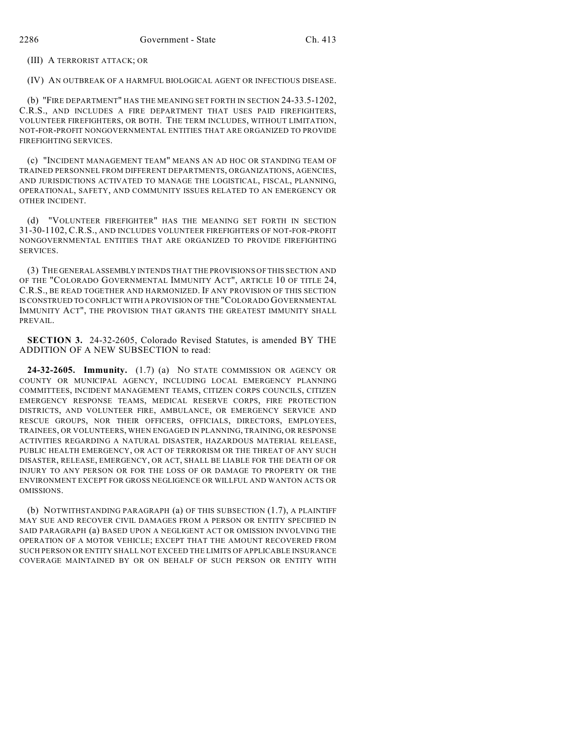(III) A TERRORIST ATTACK; OR

(IV) AN OUTBREAK OF A HARMFUL BIOLOGICAL AGENT OR INFECTIOUS DISEASE.

(b) "FIRE DEPARTMENT" HAS THE MEANING SET FORTH IN SECTION 24-33.5-1202, C.R.S., AND INCLUDES A FIRE DEPARTMENT THAT USES PAID FIREFIGHTERS, VOLUNTEER FIREFIGHTERS, OR BOTH. THE TERM INCLUDES, WITHOUT LIMITATION, NOT-FOR-PROFIT NONGOVERNMENTAL ENTITIES THAT ARE ORGANIZED TO PROVIDE FIREFIGHTING SERVICES.

(c) "INCIDENT MANAGEMENT TEAM" MEANS AN AD HOC OR STANDING TEAM OF TRAINED PERSONNEL FROM DIFFERENT DEPARTMENTS, ORGANIZATIONS, AGENCIES, AND JURISDICTIONS ACTIVATED TO MANAGE THE LOGISTICAL, FISCAL, PLANNING, OPERATIONAL, SAFETY, AND COMMUNITY ISSUES RELATED TO AN EMERGENCY OR OTHER INCIDENT.

(d) "VOLUNTEER FIREFIGHTER" HAS THE MEANING SET FORTH IN SECTION 31-30-1102, C.R.S., AND INCLUDES VOLUNTEER FIREFIGHTERS OF NOT-FOR-PROFIT NONGOVERNMENTAL ENTITIES THAT ARE ORGANIZED TO PROVIDE FIREFIGHTING SERVICES.

(3) THE GENERAL ASSEMBLY INTENDS THAT THE PROVISIONS OF THIS SECTION AND OF THE "COLORADO GOVERNMENTAL IMMUNITY ACT", ARTICLE 10 OF TITLE 24, C.R.S., BE READ TOGETHER AND HARMONIZED. IF ANY PROVISION OF THIS SECTION IS CONSTRUED TO CONFLICT WITH A PROVISION OF THE "COLORADO GOVERNMENTAL IMMUNITY ACT", THE PROVISION THAT GRANTS THE GREATEST IMMUNITY SHALL PREVAIL.

**SECTION 3.** 24-32-2605, Colorado Revised Statutes, is amended BY THE ADDITION OF A NEW SUBSECTION to read:

**24-32-2605. Immunity.** (1.7) (a) NO STATE COMMISSION OR AGENCY OR COUNTY OR MUNICIPAL AGENCY, INCLUDING LOCAL EMERGENCY PLANNING COMMITTEES, INCIDENT MANAGEMENT TEAMS, CITIZEN CORPS COUNCILS, CITIZEN EMERGENCY RESPONSE TEAMS, MEDICAL RESERVE CORPS, FIRE PROTECTION DISTRICTS, AND VOLUNTEER FIRE, AMBULANCE, OR EMERGENCY SERVICE AND RESCUE GROUPS, NOR THEIR OFFICERS, OFFICIALS, DIRECTORS, EMPLOYEES, TRAINEES, OR VOLUNTEERS, WHEN ENGAGED IN PLANNING, TRAINING, OR RESPONSE ACTIVITIES REGARDING A NATURAL DISASTER, HAZARDOUS MATERIAL RELEASE, PUBLIC HEALTH EMERGENCY, OR ACT OF TERRORISM OR THE THREAT OF ANY SUCH DISASTER, RELEASE, EMERGENCY, OR ACT, SHALL BE LIABLE FOR THE DEATH OF OR INJURY TO ANY PERSON OR FOR THE LOSS OF OR DAMAGE TO PROPERTY OR THE ENVIRONMENT EXCEPT FOR GROSS NEGLIGENCE OR WILLFUL AND WANTON ACTS OR OMISSIONS.

(b) NOTWITHSTANDING PARAGRAPH (a) OF THIS SUBSECTION (1.7), A PLAINTIFF MAY SUE AND RECOVER CIVIL DAMAGES FROM A PERSON OR ENTITY SPECIFIED IN SAID PARAGRAPH (a) BASED UPON A NEGLIGENT ACT OR OMISSION INVOLVING THE OPERATION OF A MOTOR VEHICLE; EXCEPT THAT THE AMOUNT RECOVERED FROM SUCH PERSON OR ENTITY SHALL NOT EXCEED THE LIMITS OF APPLICABLE INSURANCE COVERAGE MAINTAINED BY OR ON BEHALF OF SUCH PERSON OR ENTITY WITH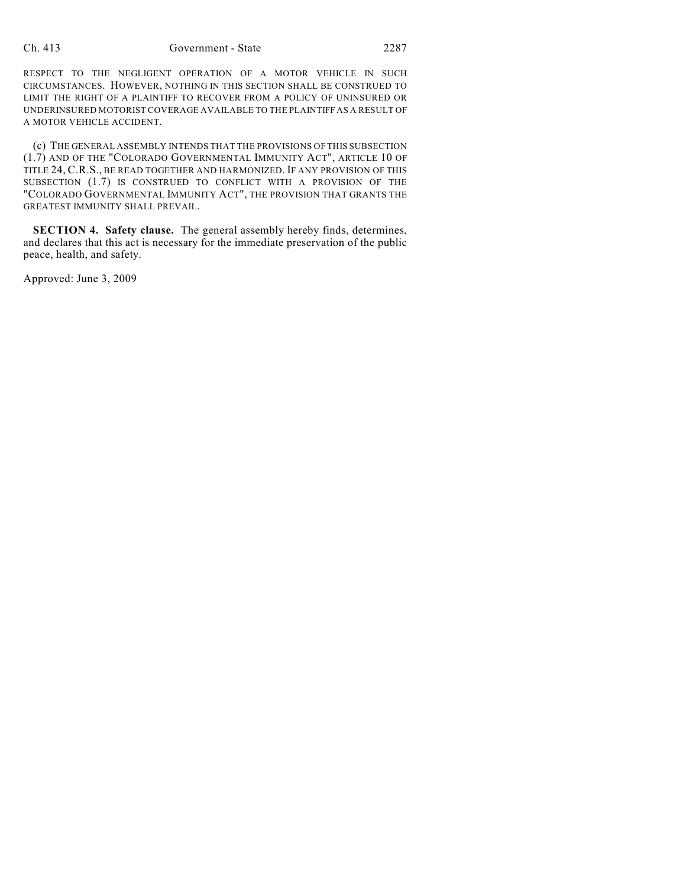RESPECT TO THE NEGLIGENT OPERATION OF A MOTOR VEHICLE IN SUCH CIRCUMSTANCES. HOWEVER, NOTHING IN THIS SECTION SHALL BE CONSTRUED TO LIMIT THE RIGHT OF A PLAINTIFF TO RECOVER FROM A POLICY OF UNINSURED OR UNDERINSURED MOTORIST COVERAGE AVAILABLE TO THE PLAINTIFF AS A RESULT OF A MOTOR VEHICLE ACCIDENT.

(c) THE GENERAL ASSEMBLY INTENDS THAT THE PROVISIONS OF THIS SUBSECTION (1.7) AND OF THE "COLORADO GOVERNMENTAL IMMUNITY ACT", ARTICLE 10 OF TITLE 24, C.R.S., BE READ TOGETHER AND HARMONIZED. IF ANY PROVISION OF THIS SUBSECTION (1.7) IS CONSTRUED TO CONFLICT WITH A PROVISION OF THE "COLORADO GOVERNMENTAL IMMUNITY ACT", THE PROVISION THAT GRANTS THE GREATEST IMMUNITY SHALL PREVAIL.

**SECTION 4. Safety clause.** The general assembly hereby finds, determines, and declares that this act is necessary for the immediate preservation of the public peace, health, and safety.

Approved: June 3, 2009